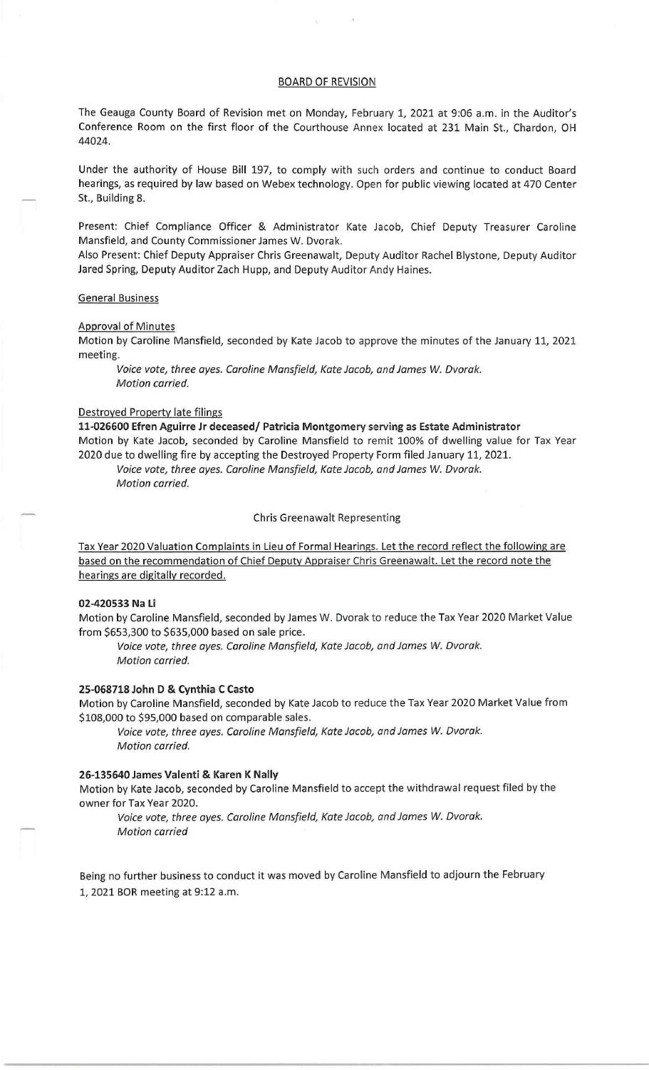# BOARD OF REVISION

The Geauga County Board of Revision met on Monday, February 1, 2021 at 9:06 a.m. in the Auditor's Conference Room on the first floor of the Courthouse Annex located at 231 Main St., Chardon, OH 44024.

Under the authority of House Bill 197, to comply with such orders and continue to conduct Board hearings, as required by law based on Webex technology. Open for public viewing located at 470 Center St., Building 8.

Present: Chief Compliance Officer & Administrator Kate Jacob, Chief Deputy Treasurer Caroline Mansfield, and County Commissioner James W. Dvorak.
Also Present: Chief Deputy Appraiser Chris Greenawalt, Deputy Auditor Rachel Blystone, Deputy Auditor Jared Spring, Deputy Auditor Zach Hupp, and Deputy Auditor Andy Haines.

## General Business

### Approval of Minutes

Motion by Caroline Mansfield, seconded by Kate Jacob to approve the minutes of the January 11, 2021 meeting.

*Voice vote, three ayes. Caroline Mansfield, Kate Jacob, and James W. Dvorak.*
*Motion carried.*

### Destroyed Property late filings

**11-026600 Efren Aguirre Jr deceased/ Patricia Montgomery serving as Estate Administrator**
Motion by Kate Jacob, seconded by Caroline Mansfield to remit 100% of dwelling value for Tax Year 2020 due to dwelling fire by accepting the Destroyed Property Form filed January 11, 2021.

*Voice vote, three ayes. Caroline Mansfield, Kate Jacob, and James W. Dvorak.*
*Motion carried.*

Chris Greenawalt Representing

Tax Year 2020 Valuation Complaints in Lieu of Formal Hearings. Let the record reflect the following are based on the recommendation of Chief Deputy Appraiser Chris Greenawalt. Let the record note the hearings are digitally recorded.

**02-420533 Na Li**
Motion by Caroline Mansfield, seconded by James W. Dvorak to reduce the Tax Year 2020 Market Value from $653,300 to $635,000 based on sale price.

*Voice vote, three ayes. Caroline Mansfield, Kate Jacob, and James W. Dvorak.*
*Motion carried.*

**25-068718 John D & Cynthia C Casto**
Motion by Caroline Mansfield, seconded by Kate Jacob to reduce the Tax Year 2020 Market Value from $108,000 to $95,000 based on comparable sales.

*Voice vote, three ayes. Caroline Mansfield, Kate Jacob, and James W. Dvorak.*
*Motion carried.*

**26-135640 James Valenti & Karen K Nally**
Motion by Kate Jacob, seconded by Caroline Mansfield to accept the withdrawal request filed by the owner for Tax Year 2020.

*Voice vote, three ayes. Caroline Mansfield, Kate Jacob, and James W. Dvorak.*
*Motion carried*

Being no further business to conduct it was moved by Caroline Mansfield to adjourn the February 1, 2021 BOR meeting at 9:12 a.m.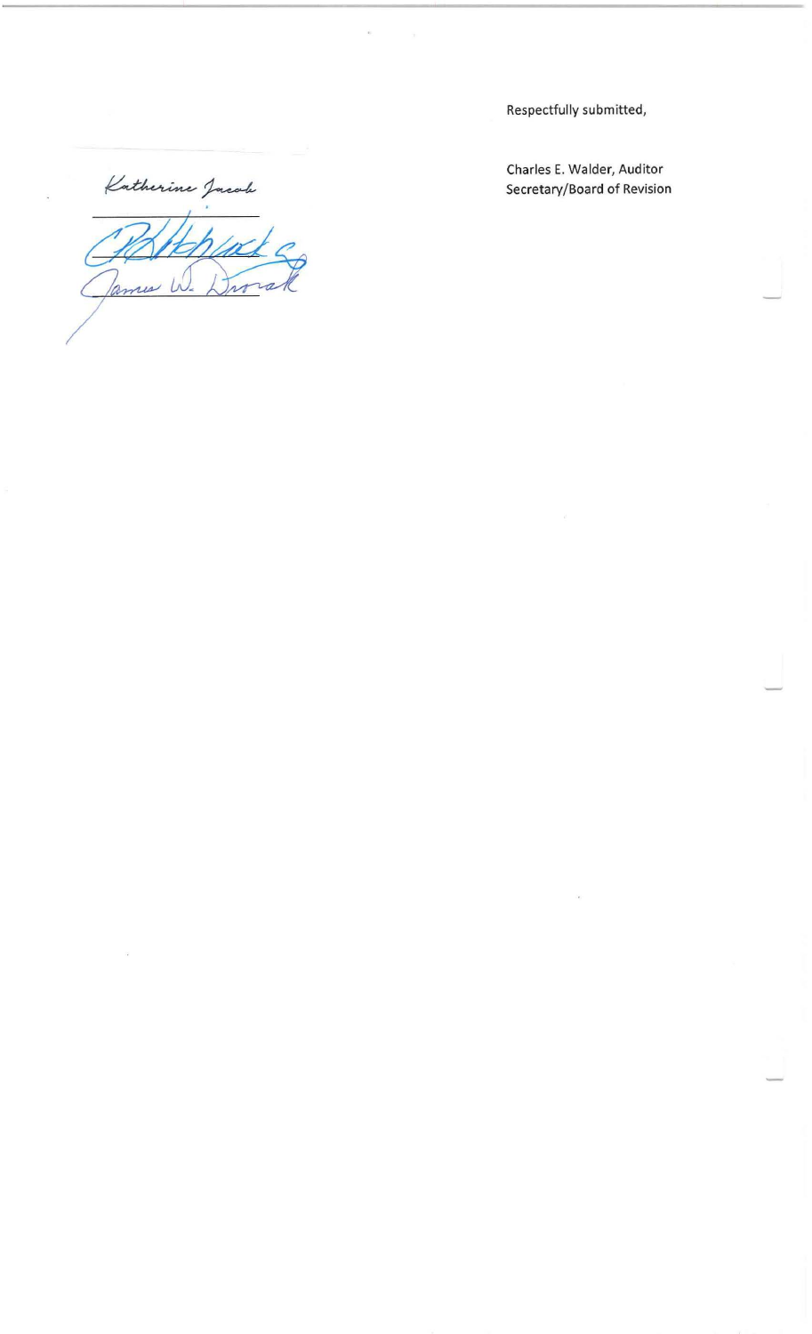Respectfully submitted,

Katherine Jacob

___________________

___________________

James W. Dvorak

___________________

Charles E. Walder, Auditor
Secretary/Board of Revision